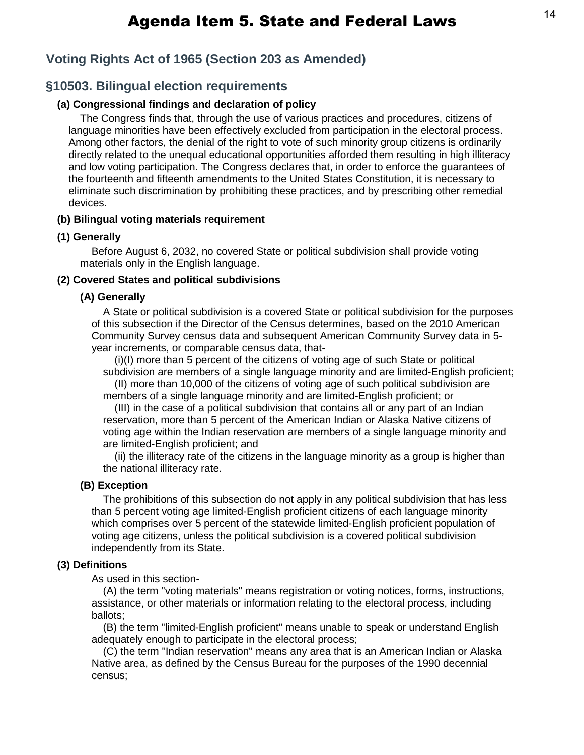# Agenda Item 5. State and Federal Laws

## Voting Rights Act of 1965 (Section 203 as Amended)

## §10503. Bilingual election requirements

**(a) Congressional findings and declaration of policy**

The Congress finds that, through the use of various practices and procedures, citizens of language minorities have been effectively excluded from participation in the electoral process. Among other factors, the denial of the right to vote of such minority group citizens is ordinarily directly related to the unequal educational opportunities afforded them resulting in high illiteracy and low voting participation. The Congress declares that, in order to enforce the guarantees of the fourteenth and fifteenth amendments to the United States Constitution, it is necessary to eliminate such discrimination by prohibiting these practices, and by prescribing other remedial devices.

**(b) Bilingual voting materials requirement**

**(1) Generally**

Before August 6, 2032, no covered State or political subdivision shall provide voting materials only in the English language.

**(2) Covered States and political subdivisions**

**(A) Generally**

A State or political subdivision is a covered State or political subdivision for the purposes of this subsection if the Director of the Census determines, based on the 2010 American Community Survey census data and subsequent American Community Survey data in 5-year increments, or comparable census data, that-

(i)(I) more than 5 percent of the citizens of voting age of such State or political subdivision are members of a single language minority and are limited-English proficient;

(II) more than 10,000 of the citizens of voting age of such political subdivision are members of a single language minority and are limited-English proficient; or

(III) in the case of a political subdivision that contains all or any part of an Indian reservation, more than 5 percent of the American Indian or Alaska Native citizens of voting age within the Indian reservation are members of a single language minority and are limited-English proficient; and

(ii) the illiteracy rate of the citizens in the language minority as a group is higher than the national illiteracy rate.

**(B) Exception**

The prohibitions of this subsection do not apply in any political subdivision that has less than 5 percent voting age limited-English proficient citizens of each language minority which comprises over 5 percent of the statewide limited-English proficient population of voting age citizens, unless the political subdivision is a covered political subdivision independently from its State.

**(3) Definitions**

As used in this section-

(A) the term "voting materials" means registration or voting notices, forms, instructions, assistance, or other materials or information relating to the electoral process, including ballots;

(B) the term "limited-English proficient" means unable to speak or understand English adequately enough to participate in the electoral process;

(C) the term "Indian reservation" means any area that is an American Indian or Alaska Native area, as defined by the Census Bureau for the purposes of the 1990 decennial census;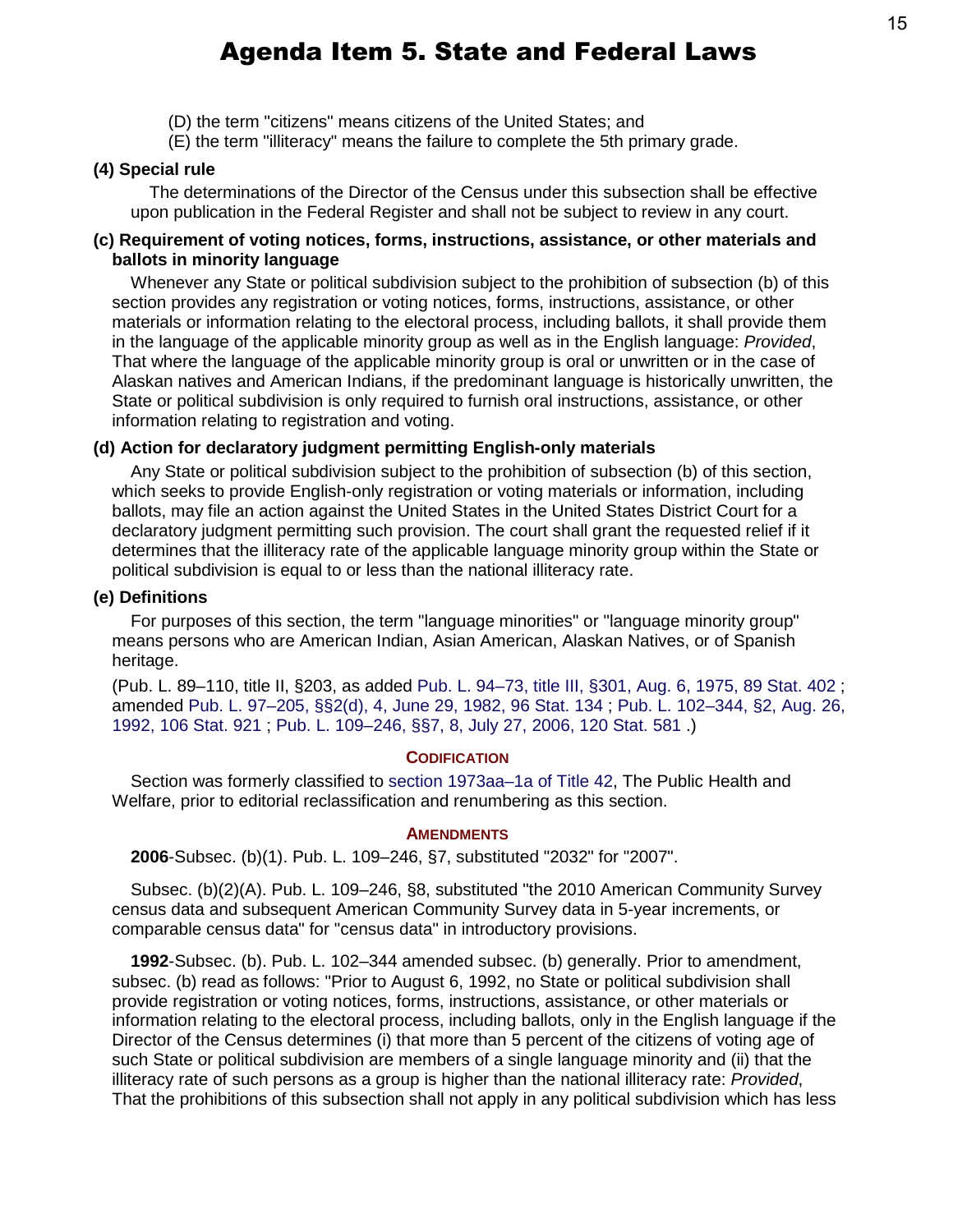# Agenda Item 5. State and Federal Laws

(D) the term "citizens" means citizens of the United States; and

(E) the term "illiteracy" means the failure to complete the 5th primary grade.

**(4) Special rule**

The determinations of the Director of the Census under this subsection shall be effective upon publication in the Federal Register and shall not be subject to review in any court.

**(c) Requirement of voting notices, forms, instructions, assistance, or other materials and ballots in minority language**

Whenever any State or political subdivision subject to the prohibition of subsection (b) of this section provides any registration or voting notices, forms, instructions, assistance, or other materials or information relating to the electoral process, including ballots, it shall provide them in the language of the applicable minority group as well as in the English language: *Provided*, That where the language of the applicable minority group is oral or unwritten or in the case of Alaskan natives and American Indians, if the predominant language is historically unwritten, the State or political subdivision is only required to furnish oral instructions, assistance, or other information relating to registration and voting.

**(d) Action for declaratory judgment permitting English-only materials**

Any State or political subdivision subject to the prohibition of subsection (b) of this section, which seeks to provide English-only registration or voting materials or information, including ballots, may file an action against the United States in the United States District Court for a declaratory judgment permitting such provision. The court shall grant the requested relief if it determines that the illiteracy rate of the applicable language minority group within the State or political subdivision is equal to or less than the national illiteracy rate.

**(e) Definitions**

For purposes of this section, the term "language minorities" or "language minority group" means persons who are American Indian, Asian American, Alaskan Natives, or of Spanish heritage.

(Pub. L. 89–110, title II, §203, as added Pub. L. 94–73, title III, §301, Aug. 6, 1975, 89 Stat. 402 ; amended Pub. L. 97–205, §§2(d), 4, June 29, 1982, 96 Stat. 134 ; Pub. L. 102–344, §2, Aug. 26, 1992, 106 Stat. 921 ; Pub. L. 109–246, §§7, 8, July 27, 2006, 120 Stat. 581 .)

**CODIFICATION**

Section was formerly classified to section 1973aa–1a of Title 42, The Public Health and Welfare, prior to editorial reclassification and renumbering as this section.

**AMENDMENTS**

**2006**-Subsec. (b)(1). Pub. L. 109–246, §7, substituted "2032" for "2007".

Subsec. (b)(2)(A). Pub. L. 109–246, §8, substituted "the 2010 American Community Survey census data and subsequent American Community Survey data in 5-year increments, or comparable census data" for "census data" in introductory provisions.

**1992**-Subsec. (b). Pub. L. 102–344 amended subsec. (b) generally. Prior to amendment, subsec. (b) read as follows: "Prior to August 6, 1992, no State or political subdivision shall provide registration or voting notices, forms, instructions, assistance, or other materials or information relating to the electoral process, including ballots, only in the English language if the Director of the Census determines (i) that more than 5 percent of the citizens of voting age of such State or political subdivision are members of a single language minority and (ii) that the illiteracy rate of such persons as a group is higher than the national illiteracy rate: *Provided*, That the prohibitions of this subsection shall not apply in any political subdivision which has less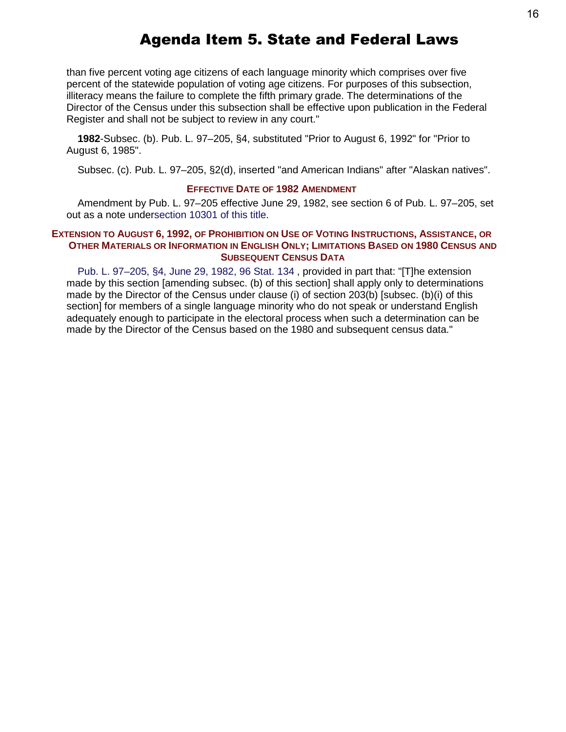# Agenda Item 5. State and Federal Laws

than five percent voting age citizens of each language minority which comprises over five percent of the statewide population of voting age citizens. For purposes of this subsection, illiteracy means the failure to complete the fifth primary grade. The determinations of the Director of the Census under this subsection shall be effective upon publication in the Federal Register and shall not be subject to review in any court."

**1982**-Subsec. (b). Pub. L. 97–205, §4, substituted "Prior to August 6, 1992" for "Prior to August 6, 1985".

Subsec. (c). Pub. L. 97–205, §2(d), inserted "and American Indians" after "Alaskan natives".

### EFFECTIVE DATE OF 1982 AMENDMENT

Amendment by Pub. L. 97–205 effective June 29, 1982, see section 6 of Pub. L. 97–205, set out as a note undersection 10301 of this title.

### EXTENSION TO AUGUST 6, 1992, OF PROHIBITION ON USE OF VOTING INSTRUCTIONS, ASSISTANCE, OR OTHER MATERIALS OR INFORMATION IN ENGLISH ONLY; LIMITATIONS BASED ON 1980 CENSUS AND SUBSEQUENT CENSUS DATA

Pub. L. 97–205, §4, June 29, 1982, 96 Stat. 134 , provided in part that: "[T]he extension made by this section [amending subsec. (b) of this section] shall apply only to determinations made by the Director of the Census under clause (i) of section 203(b) [subsec. (b)(i) of this section] for members of a single language minority who do not speak or understand English adequately enough to participate in the electoral process when such a determination can be made by the Director of the Census based on the 1980 and subsequent census data."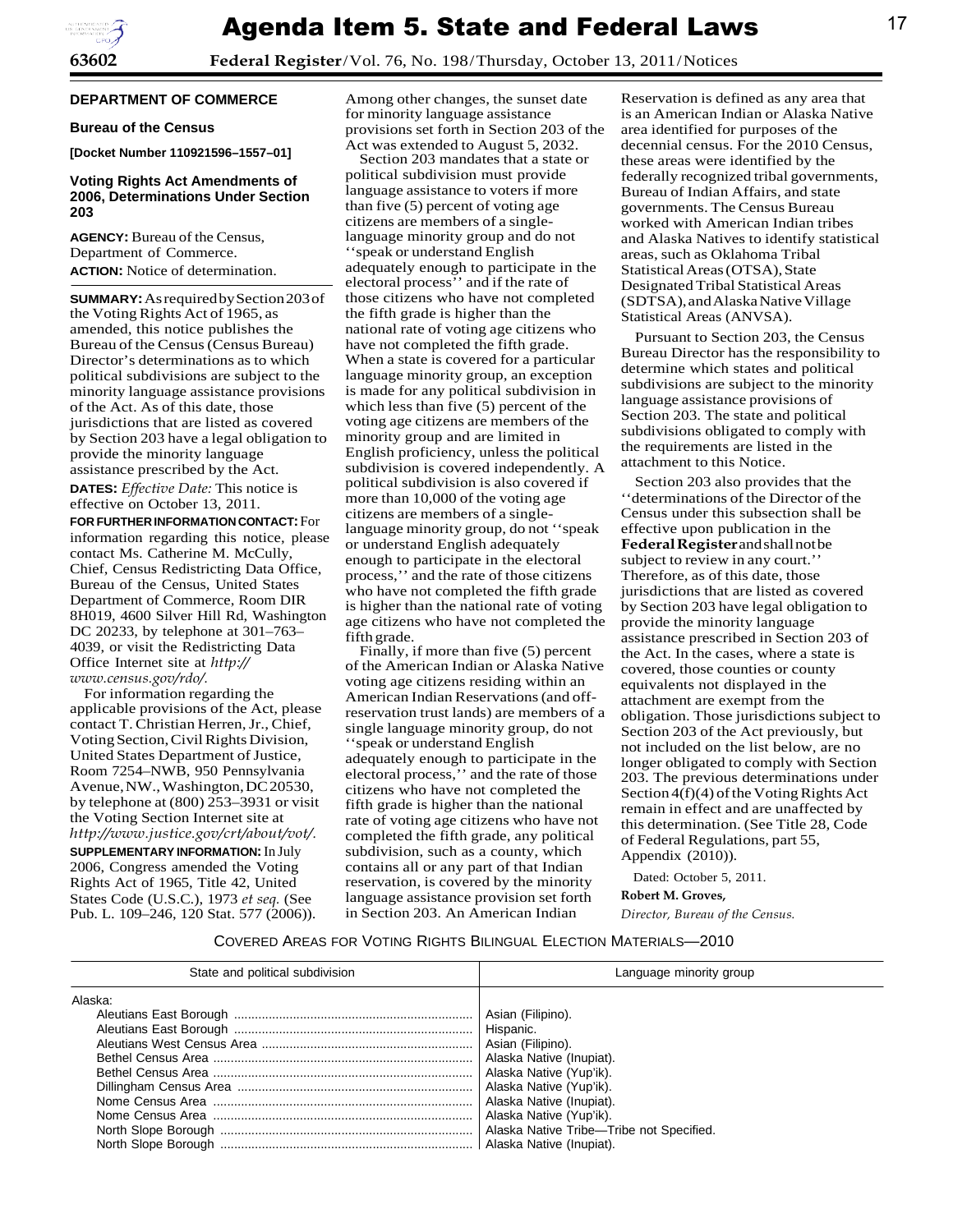# Agenda Item 5. State and Federal Laws

**DEPARTMENT OF COMMERCE**

**Bureau of the Census**

**[Docket Number 110921596–1557–01]**

**Voting Rights Act Amendments of 2006, Determinations Under Section 203**

**AGENCY:** Bureau of the Census, Department of Commerce.

**ACTION:** Notice of determination.

**SUMMARY:** As required by Section 203 of the Voting Rights Act of 1965, as amended, this notice publishes the Bureau of the Census (Census Bureau) Director's determinations as to which political subdivisions are subject to the minority language assistance provisions of the Act. As of this date, those jurisdictions that are listed as covered by Section 203 have a legal obligation to provide the minority language assistance prescribed by the Act.

**DATES:** *Effective Date:* This notice is effective on October 13, 2011.

**FOR FURTHER INFORMATION CONTACT:** For information regarding this notice, please contact Ms. Catherine M. McCully, Chief, Census Redistricting Data Office, Bureau of the Census, United States Department of Commerce, Room DIR 8H019, 4600 Silver Hill Rd, Washington DC 20233, by telephone at 301–763–4039, or visit the Redistricting Data Office Internet site at *http://www.census.gov/rdo/.*

For information regarding the applicable provisions of the Act, please contact T. Christian Herren, Jr., Chief, Voting Section, Civil Rights Division, United States Department of Justice, Room 7254–NWB, 950 Pennsylvania Avenue, NW., Washington, DC 20530, by telephone at (800) 253–3931 or visit the Voting Section Internet site at *http://www.justice.gov/crt/about/vot/.*

**SUPPLEMENTARY INFORMATION:** In July 2006, Congress amended the Voting Rights Act of 1965, Title 42, United States Code (U.S.C.), 1973 *et seq.* (See Pub. L. 109–246, 120 Stat. 577 (2006)). Among other changes, the sunset date for minority language assistance provisions set forth in Section 203 of the Act was extended to August 5, 2032.

Section 203 mandates that a state or political subdivision must provide language assistance to voters if more than five (5) percent of voting age citizens are members of a single-language minority group and do not ''speak or understand English adequately enough to participate in the electoral process'' and if the rate of those citizens who have not completed the fifth grade is higher than the national rate of voting age citizens who have not completed the fifth grade. When a state is covered for a particular language minority group, an exception is made for any political subdivision in which less than five (5) percent of the voting age citizens are members of the minority group and are limited in English proficiency, unless the political subdivision is covered independently. A political subdivision is also covered if more than 10,000 of the voting age citizens are members of a single-language minority group, do not ''speak or understand English adequately enough to participate in the electoral process,'' and the rate of those citizens who have not completed the fifth grade is higher than the national rate of voting age citizens who have not completed the fifth grade.

Finally, if more than five (5) percent of the American Indian or Alaska Native voting age citizens residing within an American Indian Reservations (and off-reservation trust lands) are members of a single language minority group, do not ''speak or understand English adequately enough to participate in the electoral process,'' and the rate of those citizens who have not completed the fifth grade is higher than the national rate of voting age citizens who have not completed the fifth grade, any political subdivision, such as a county, which contains all or any part of that Indian reservation, is covered by the minority language assistance provision set forth in Section 203. An American Indian Reservation is defined as any area that is an American Indian or Alaska Native area identified for purposes of the decennial census. For the 2010 Census, these areas were identified by the federally recognized tribal governments, Bureau of Indian Affairs, and state governments. The Census Bureau worked with American Indian tribes and Alaska Natives to identify statistical areas, such as Oklahoma Tribal Statistical Areas (OTSA), State Designated Tribal Statistical Areas (SDTSA), and Alaska Native Village Statistical Areas (ANVSA).

Pursuant to Section 203, the Census Bureau Director has the responsibility to determine which states and political subdivisions are subject to the minority language assistance provisions of Section 203. The state and political subdivisions obligated to comply with the requirements are listed in the attachment to this Notice.

Section 203 also provides that the ''determinations of the Director of the Census under this subsection shall be effective upon publication in the **Federal Register** and shall not be subject to review in any court.'' Therefore, as of this date, those jurisdictions that are listed as covered by Section 203 have legal obligation to provide the minority language assistance prescribed in Section 203 of the Act. In the cases, where a state is covered, those counties or county equivalents not displayed in the attachment are exempt from the obligation. Those jurisdictions subject to Section 203 of the Act previously, but not included on the list below, are no longer obligated to comply with Section 203. The previous determinations under Section 4(f)(4) of the Voting Rights Act remain in effect and are unaffected by this determination. (See Title 28, Code of Federal Regulations, part 55, Appendix (2010)).

Dated: October 5, 2011.

**Robert M. Groves,**

*Director, Bureau of the Census.*

COVERED AREAS FOR VOTING RIGHTS BILINGUAL ELECTION MATERIALS—2010

| State and political subdivision | Language minority group |
|---|---|
| Alaska: | |
| Aleutians East Borough | Asian (Filipino). |
| Aleutians East Borough | Hispanic. |
| Aleutians West Census Area | Asian (Filipino). |
| Bethel Census Area | Alaska Native (Inupiat). |
| Bethel Census Area | Alaska Native (Yup'ik). |
| Dillingham Census Area | Alaska Native (Yup'ik). |
| Nome Census Area | Alaska Native (Inupiat). |
| Nome Census Area | Alaska Native (Yup'ik). |
| North Slope Borough | Alaska Native Tribe—Tribe not Specified. |
| North Slope Borough | Alaska Native (Inupiat). |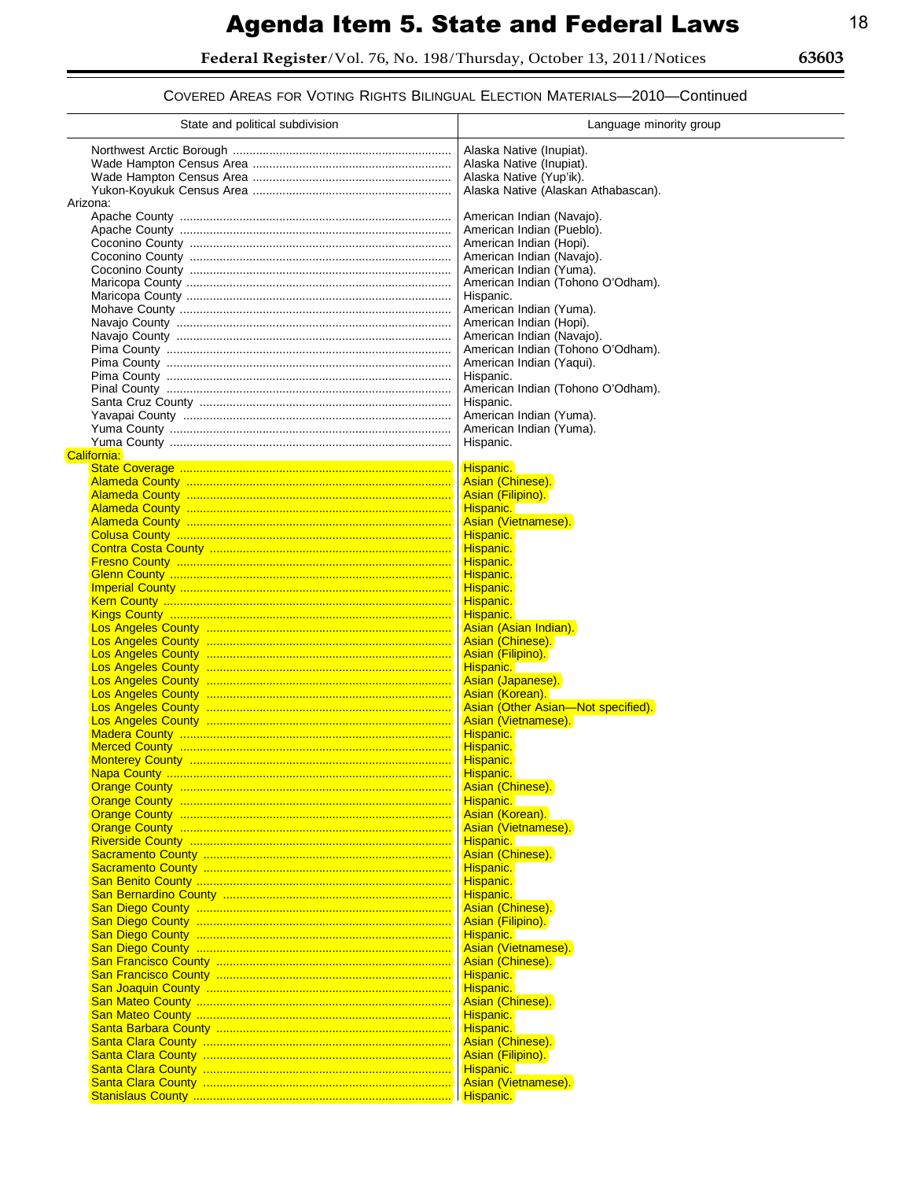# Agenda Item 5. State and Federal Laws

Federal Register/Vol. 76, No. 198/Thursday, October 13, 2011/Notices

COVERED AREAS FOR VOTING RIGHTS BILINGUAL ELECTION MATERIALS—2010—Continued

| State and political subdivision | Language minority group |
|---|---|
| Northwest Arctic Borough | Alaska Native (Inupiat). |
| Wade Hampton Census Area | Alaska Native (Inupiat). |
| Wade Hampton Census Area | Alaska Native (Yup'ik). |
| Yukon-Koyukuk Census Area | Alaska Native (Alaskan Athabascan). |
| Arizona: | |
| Apache County | American Indian (Navajo). |
| Apache County | American Indian (Pueblo). |
| Coconino County | American Indian (Hopi). |
| Coconino County | American Indian (Navajo). |
| Coconino County | American Indian (Yuma). |
| Maricopa County | American Indian (Tohono O'Odham). |
| Maricopa County | Hispanic. |
| Mohave County | American Indian (Yuma). |
| Navajo County | American Indian (Hopi). |
| Navajo County | American Indian (Navajo). |
| Pima County | American Indian (Tohono O'Odham). |
| Pima County | American Indian (Yaqui). |
| Pima County | Hispanic. |
| Pinal County | American Indian (Tohono O'Odham). |
| Santa Cruz County | Hispanic. |
| Yavapai County | American Indian (Yuma). |
| Yuma County | American Indian (Yuma). |
| Yuma County | Hispanic. |
| California: | |
| State Coverage | Hispanic. |
| Alameda County | Asian (Chinese). |
| Alameda County | Asian (Filipino). |
| Alameda County | Hispanic. |
| Alameda County | Asian (Vietnamese). |
| Colusa County | Hispanic. |
| Contra Costa County | Hispanic. |
| Fresno County | Hispanic. |
| Glenn County | Hispanic. |
| Imperial County | Hispanic. |
| Kern County | Hispanic. |
| Kings County | Hispanic. |
| Los Angeles County | Asian (Asian Indian). |
| Los Angeles County | Asian (Chinese). |
| Los Angeles County | Asian (Filipino). |
| Los Angeles County | Hispanic. |
| Los Angeles County | Asian (Japanese). |
| Los Angeles County | Asian (Korean). |
| Los Angeles County | Asian (Other Asian—Not specified). |
| Los Angeles County | Asian (Vietnamese). |
| Madera County | Hispanic. |
| Merced County | Hispanic. |
| Monterey County | Hispanic. |
| Napa County | Hispanic. |
| Orange County | Asian (Chinese). |
| Orange County | Hispanic. |
| Orange County | Asian (Korean). |
| Orange County | Asian (Vietnamese). |
| Riverside County | Hispanic. |
| Sacramento County | Asian (Chinese). |
| Sacramento County | Hispanic. |
| San Benito County | Hispanic. |
| San Bernardino County | Hispanic. |
| San Diego County | Asian (Chinese). |
| San Diego County | Asian (Filipino). |
| San Diego County | Hispanic. |
| San Diego County | Asian (Vietnamese). |
| San Francisco County | Asian (Chinese). |
| San Francisco County | Hispanic. |
| San Joaquin County | Hispanic. |
| San Mateo County | Asian (Chinese). |
| San Mateo County | Hispanic. |
| Santa Barbara County | Hispanic. |
| Santa Clara County | Asian (Chinese). |
| Santa Clara County | Asian (Filipino). |
| Santa Clara County | Hispanic. |
| Santa Clara County | Asian (Vietnamese). |
| Stanislaus County | Hispanic. |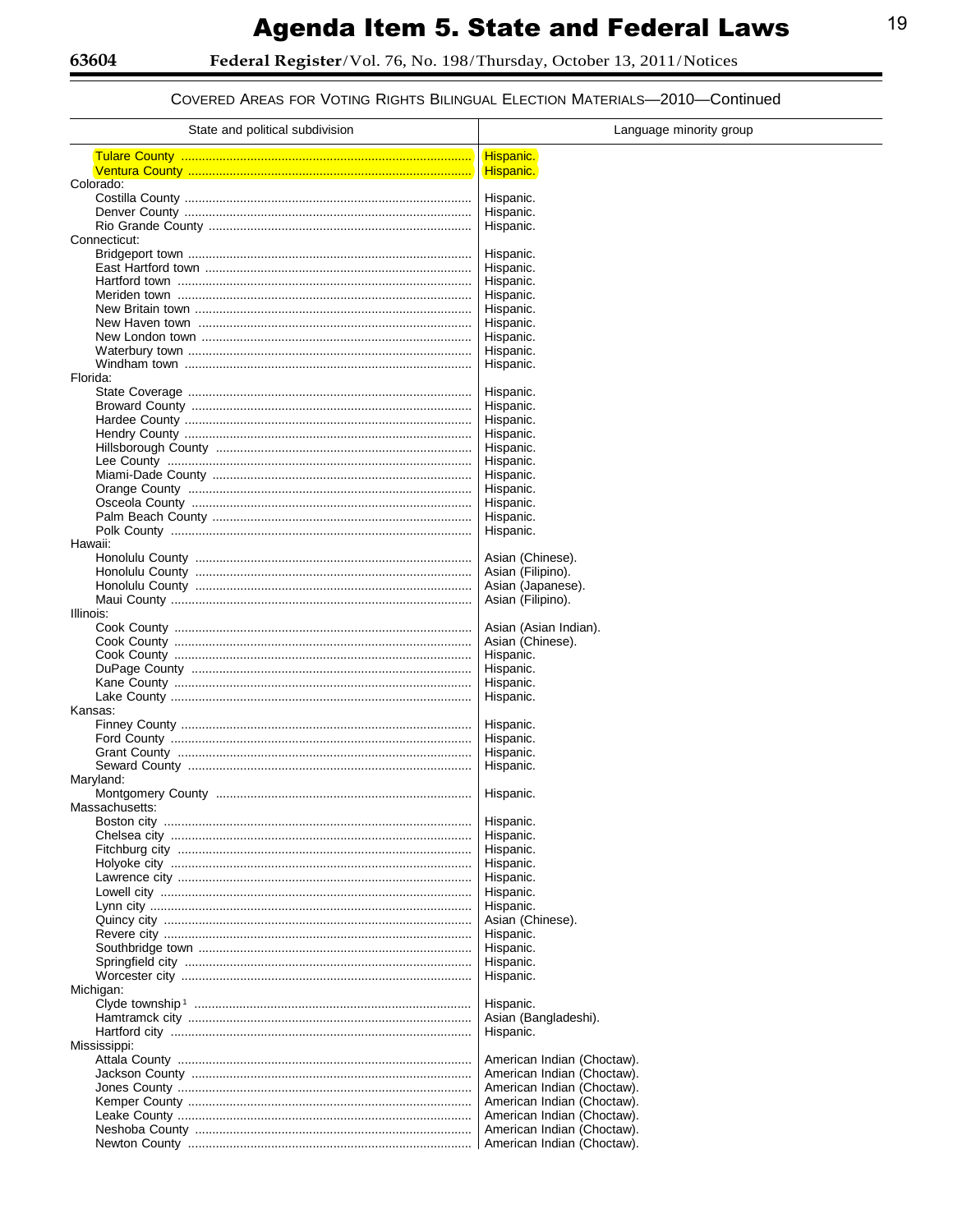# Agenda Item 5. State and Federal Laws

Federal Register/Vol. 76, No. 198/Thursday, October 13, 2011/Notices

COVERED AREAS FOR VOTING RIGHTS BILINGUAL ELECTION MATERIALS—2010—Continued

| State and political subdivision | Language minority group |
|---|---|
| Tulare County | Hispanic. |
| Ventura County | Hispanic. |
| Colorado: | |
| Costilla County | Hispanic. |
| Denver County | Hispanic. |
| Rio Grande County | Hispanic. |
| Connecticut: | |
| Bridgeport town | Hispanic. |
| East Hartford town | Hispanic. |
| Hartford town | Hispanic. |
| Meriden town | Hispanic. |
| New Britain town | Hispanic. |
| New Haven town | Hispanic. |
| New London town | Hispanic. |
| Waterbury town | Hispanic. |
| Windham town | Hispanic. |
| Florida: | |
| State Coverage | Hispanic. |
| Broward County | Hispanic. |
| Hardee County | Hispanic. |
| Hendry County | Hispanic. |
| Hillsborough County | Hispanic. |
| Lee County | Hispanic. |
| Miami-Dade County | Hispanic. |
| Orange County | Hispanic. |
| Osceola County | Hispanic. |
| Palm Beach County | Hispanic. |
| Polk County | Hispanic. |
| Hawaii: | |
| Honolulu County | Asian (Chinese). |
| Honolulu County | Asian (Filipino). |
| Honolulu County | Asian (Japanese). |
| Maui County | Asian (Filipino). |
| Illinois: | |
| Cook County | Asian (Asian Indian). |
| Cook County | Asian (Chinese). |
| Cook County | Hispanic. |
| DuPage County | Hispanic. |
| Kane County | Hispanic. |
| Lake County | Hispanic. |
| Kansas: | |
| Finney County | Hispanic. |
| Ford County | Hispanic. |
| Grant County | Hispanic. |
| Seward County | Hispanic. |
| Maryland: | |
| Montgomery County | Hispanic. |
| Massachusetts: | |
| Boston city | Hispanic. |
| Chelsea city | Hispanic. |
| Fitchburg city | Hispanic. |
| Holyoke city | Hispanic. |
| Lawrence city | Hispanic. |
| Lowell city | Hispanic. |
| Lynn city | Hispanic. |
| Quincy city | Asian (Chinese). |
| Revere city | Hispanic. |
| Southbridge town | Hispanic. |
| Springfield city | Hispanic. |
| Worcester city | Hispanic. |
| Michigan: | |
| Clyde township[1] | Hispanic. |
| Hamtramck city | Asian (Bangladeshi). |
| Hartford city | Hispanic. |
| Mississippi: | |
| Attala County | American Indian (Choctaw). |
| Jackson County | American Indian (Choctaw). |
| Jones County | American Indian (Choctaw). |
| Kemper County | American Indian (Choctaw). |
| Leake County | American Indian (Choctaw). |
| Neshoba County | American Indian (Choctaw). |
| Newton County | American Indian (Choctaw). |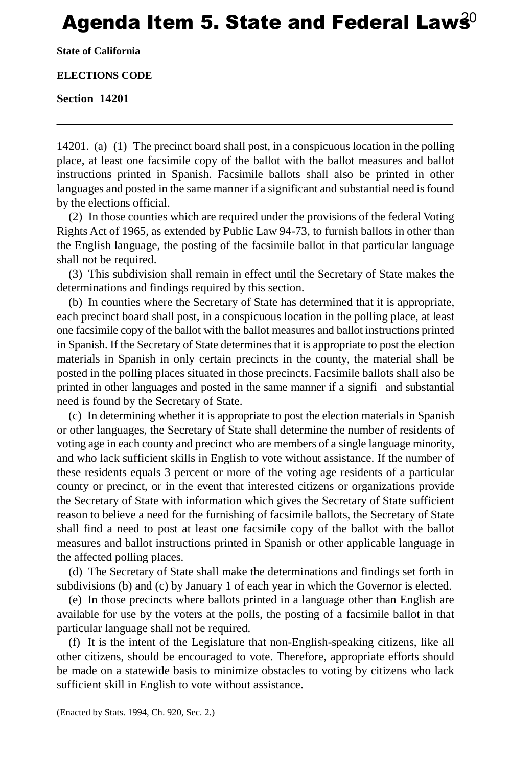# Agenda Item 5. State and Federal Laws

**State of California**

**ELECTIONS CODE**

**Section 14201**

---

14201. (a) (1) The precinct board shall post, in a conspicuous location in the polling place, at least one facsimile copy of the ballot with the ballot measures and ballot instructions printed in Spanish. Facsimile ballots shall also be printed in other languages and posted in the same manner if a significant and substantial need is found by the elections official.

(2) In those counties which are required under the provisions of the federal Voting Rights Act of 1965, as extended by Public Law 94-73, to furnish ballots in other than the English language, the posting of the facsimile ballot in that particular language shall not be required.

(3) This subdivision shall remain in effect until the Secretary of State makes the determinations and findings required by this section.

(b) In counties where the Secretary of State has determined that it is appropriate, each precinct board shall post, in a conspicuous location in the polling place, at least one facsimile copy of the ballot with the ballot measures and ballot instructions printed in Spanish. If the Secretary of State determines that it is appropriate to post the election materials in Spanish in only certain precincts in the county, the material shall be posted in the polling places situated in those precincts. Facsimile ballots shall also be printed in other languages and posted in the same manner if a signifi and substantial need is found by the Secretary of State.

(c) In determining whether it is appropriate to post the election materials in Spanish or other languages, the Secretary of State shall determine the number of residents of voting age in each county and precinct who are members of a single language minority, and who lack sufficient skills in English to vote without assistance. If the number of these residents equals 3 percent or more of the voting age residents of a particular county or precinct, or in the event that interested citizens or organizations provide the Secretary of State with information which gives the Secretary of State sufficient reason to believe a need for the furnishing of facsimile ballots, the Secretary of State shall find a need to post at least one facsimile copy of the ballot with the ballot measures and ballot instructions printed in Spanish or other applicable language in the affected polling places.

(d) The Secretary of State shall make the determinations and findings set forth in subdivisions (b) and (c) by January 1 of each year in which the Governor is elected.

(e) In those precincts where ballots printed in a language other than English are available for use by the voters at the polls, the posting of a facsimile ballot in that particular language shall not be required.

(f) It is the intent of the Legislature that non-English-speaking citizens, like all other citizens, should be encouraged to vote. Therefore, appropriate efforts should be made on a statewide basis to minimize obstacles to voting by citizens who lack sufficient skill in English to vote without assistance.

(Enacted by Stats. 1994, Ch. 920, Sec. 2.)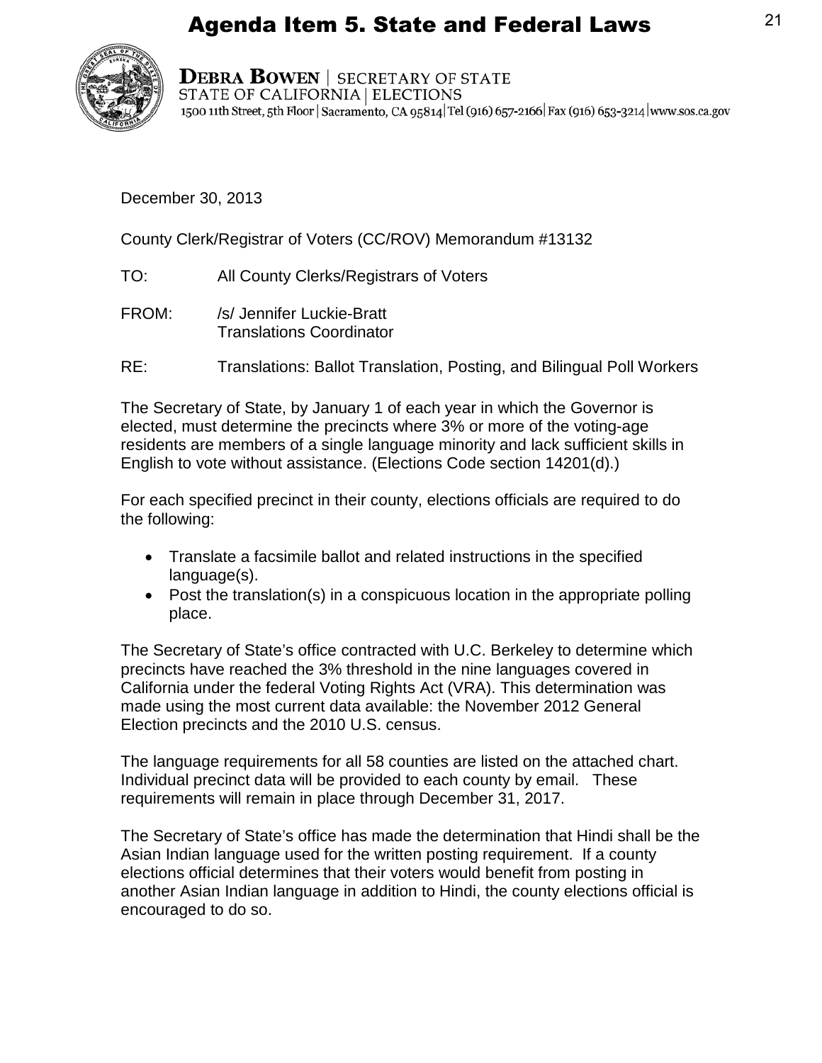# Agenda Item 5. State and Federal Laws

**DEBRA BOWEN** | SECRETARY OF STATE
STATE OF CALIFORNIA | ELECTIONS
1500 11th Street, 5th Floor | Sacramento, CA 95814 | Tel (916) 657-2166 | Fax (916) 653-3214 | www.sos.ca.gov

December 30, 2013

County Clerk/Registrar of Voters (CC/ROV) Memorandum #13132

TO: All County Clerks/Registrars of Voters

FROM: /s/ Jennifer Luckie-Bratt
Translations Coordinator

RE: Translations: Ballot Translation, Posting, and Bilingual Poll Workers

The Secretary of State, by January 1 of each year in which the Governor is elected, must determine the precincts where 3% or more of the voting-age residents are members of a single language minority and lack sufficient skills in English to vote without assistance. (Elections Code section 14201(d).)

For each specified precinct in their county, elections officials are required to do the following:

- Translate a facsimile ballot and related instructions in the specified language(s).
- Post the translation(s) in a conspicuous location in the appropriate polling place.

The Secretary of State's office contracted with U.C. Berkeley to determine which precincts have reached the 3% threshold in the nine languages covered in California under the federal Voting Rights Act (VRA). This determination was made using the most current data available: the November 2012 General Election precincts and the 2010 U.S. census.

The language requirements for all 58 counties are listed on the attached chart. Individual precinct data will be provided to each county by email. These requirements will remain in place through December 31, 2017.

The Secretary of State's office has made the determination that Hindi shall be the Asian Indian language used for the written posting requirement. If a county elections official determines that their voters would benefit from posting in another Asian Indian language in addition to Hindi, the county elections official is encouraged to do so.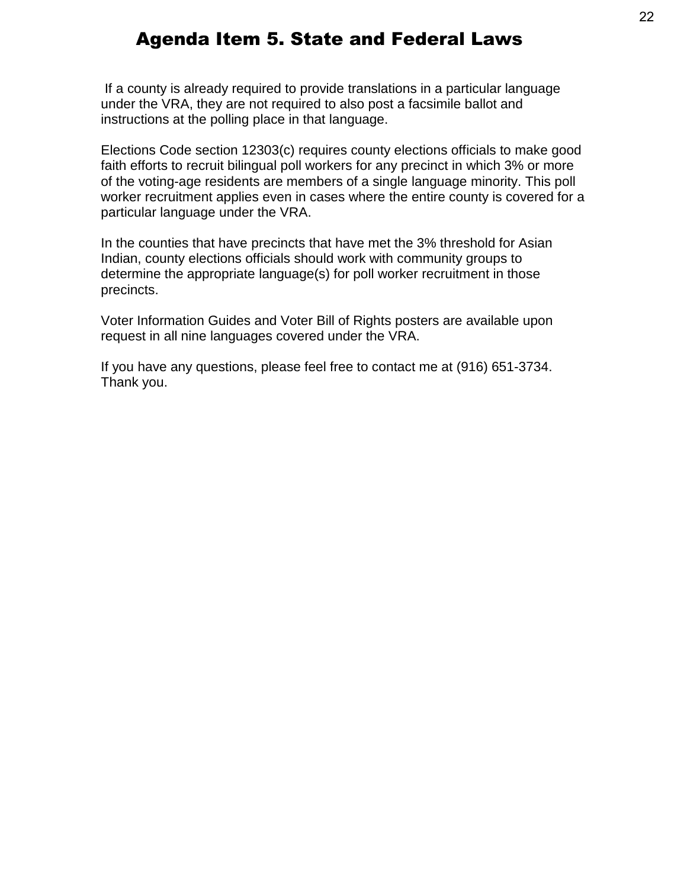# Agenda Item 5. State and Federal Laws

If a county is already required to provide translations in a particular language under the VRA, they are not required to also post a facsimile ballot and instructions at the polling place in that language.

Elections Code section 12303(c) requires county elections officials to make good faith efforts to recruit bilingual poll workers for any precinct in which 3% or more of the voting-age residents are members of a single language minority. This poll worker recruitment applies even in cases where the entire county is covered for a particular language under the VRA.

In the counties that have precincts that have met the 3% threshold for Asian Indian, county elections officials should work with community groups to determine the appropriate language(s) for poll worker recruitment in those precincts.

Voter Information Guides and Voter Bill of Rights posters are available upon request in all nine languages covered under the VRA.

If you have any questions, please feel free to contact me at (916) 651-3734. Thank you.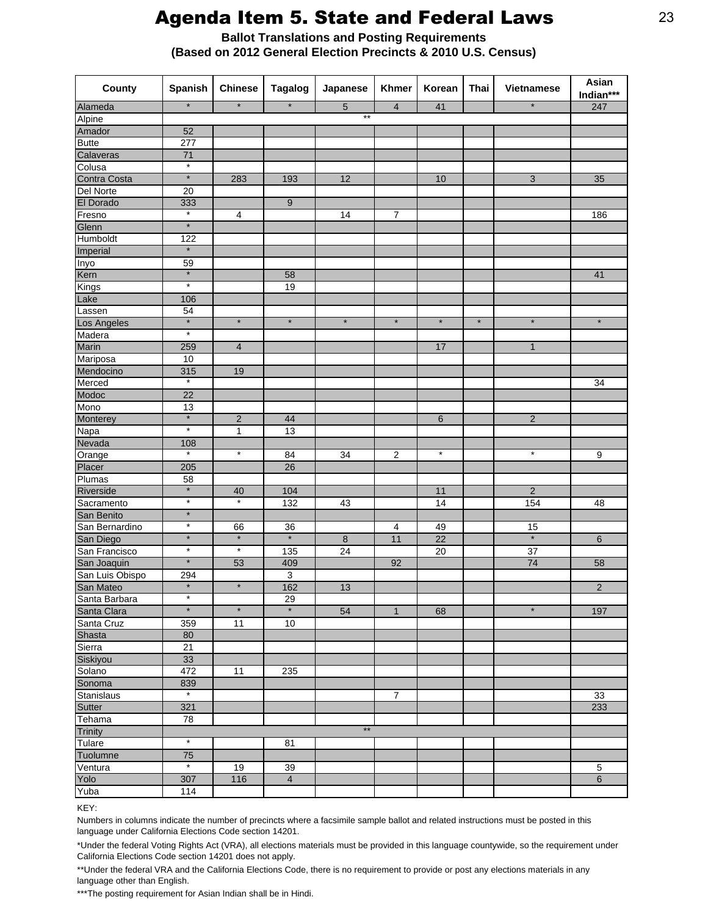# Agenda Item 5. State and Federal Laws

**Ballot Translations and Posting Requirements**
**(Based on 2012 General Election Precincts & 2010 U.S. Census)**

| County | Spanish | Chinese | Tagalog | Japanese | Khmer | Korean | Thai | Vietnamese | Asian Indian*** |
|---|---|---|---|---|---|---|---|---|---|
| Alameda | * | * | * | 5 | 4 | 41 | | * | 247 |
| Alpine | | | | ** | | | | | |
| Amador | 52 | | | | | | | | |
| Butte | 277 | | | | | | | | |
| Calaveras | 71 | | | | | | | | |
| Colusa | * | | | | | | | | |
| Contra Costa | * | 283 | 193 | 12 | | 10 | | 3 | 35 |
| Del Norte | 20 | | | | | | | | |
| El Dorado | 333 | | 9 | | | | | | |
| Fresno | * | 4 | | 14 | 7 | | | | 186 |
| Glenn | * | | | | | | | | |
| Humboldt | 122 | | | | | | | | |
| Imperial | * | | | | | | | | |
| Inyo | 59 | | | | | | | | |
| Kern | * | | 58 | | | | | | 41 |
| Kings | * | | 19 | | | | | | |
| Lake | 106 | | | | | | | | |
| Lassen | 54 | | | | | | | | |
| Los Angeles | * | * | * | * | * | * | * | * | * |
| Madera | * | | | | | | | | |
| Marin | 259 | 4 | | | | 17 | | 1 | |
| Mariposa | 10 | | | | | | | | |
| Mendocino | 315 | 19 | | | | | | | |
| Merced | * | | | | | | | | 34 |
| Modoc | 22 | | | | | | | | |
| Mono | 13 | | | | | | | | |
| Monterey | * | 2 | 44 | | | 6 | | 2 | |
| Napa | * | 1 | 13 | | | | | | |
| Nevada | 108 | | | | | | | | |
| Orange | * | * | 84 | 34 | 2 | * | | * | 9 |
| Placer | 205 | | 26 | | | | | | |
| Plumas | 58 | | | | | | | | |
| Riverside | * | 40 | 104 | | | 11 | | 2 | |
| Sacramento | * | * | 132 | 43 | | 14 | | 154 | 48 |
| San Benito | * | | | | | | | | |
| San Bernardino | * | 66 | 36 | | 4 | 49 | | 15 | |
| San Diego | * | * | * | 8 | 11 | 22 | | * | 6 |
| San Francisco | * | * | 135 | 24 | | 20 | | 37 | |
| San Joaquin | * | 53 | 409 | | 92 | | | 74 | 58 |
| San Luis Obispo | 294 | | 3 | | | | | | |
| San Mateo | * | * | 162 | 13 | | | | | 2 |
| Santa Barbara | * | | 29 | | | | | | |
| Santa Clara | * | * | * | 54 | 1 | 68 | | * | 197 |
| Santa Cruz | 359 | 11 | 10 | | | | | | |
| Shasta | 80 | | | | | | | | |
| Sierra | 21 | | | | | | | | |
| Siskiyou | 33 | | | | | | | | |
| Solano | 472 | 11 | 235 | | | | | | |
| Sonoma | 839 | | | | | | | | |
| Stanislaus | * | | | | 7 | | | | 33 |
| Sutter | 321 | | | | | | | | 233 |
| Tehama | 78 | | | | | | | | |
| Trinity | | | | ** | | | | | |
| Tulare | * | | 81 | | | | | | |
| Tuolumne | 75 | | | | | | | | |
| Ventura | * | 19 | 39 | | | | | | 5 |
| Yolo | 307 | 116 | 4 | | | | | | 6 |
| Yuba | 114 | | | | | | | | |

KEY:

Numbers in columns indicate the number of precincts where a facsimile sample ballot and related instructions must be posted in this language under California Elections Code section 14201.

*Under the federal Voting Rights Act (VRA), all elections materials must be provided in this language countywide, so the requirement under California Elections Code section 14201 does not apply.

**Under the federal VRA and the California Elections Code, there is no requirement to provide or post any elections materials in any language other than English.

***The posting requirement for Asian Indian shall be in Hindi.